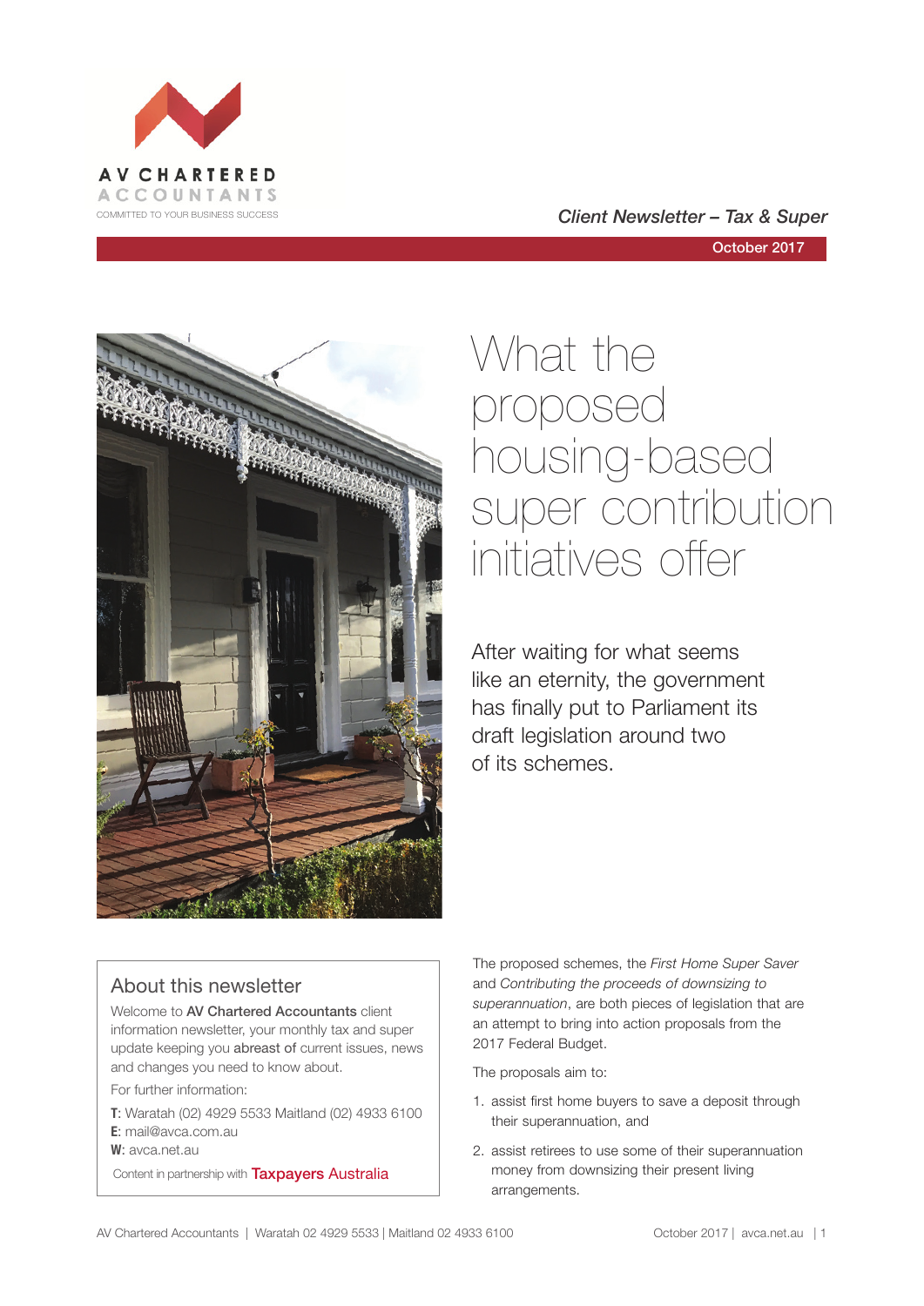AV CHARTERED ACCOUNTANTS
COMMITTED TO YOUR BUSINESS SUCCESS

*Client Newsletter – Tax & Super*

October 2017

# What the proposed housing-based super contribution initiatives offer

After waiting for what seems like an eternity, the government has finally put to Parliament its draft legislation around two of its schemes.

The proposed schemes, the *First Home Super Saver* and *Contributing the proceeds of downsizing to superannuation*, are both pieces of legislation that are an attempt to bring into action proposals from the 2017 Federal Budget.

The proposals aim to:

1. assist first home buyers to save a deposit through their superannuation, and
2. assist retirees to use some of their superannuation money from downsizing their present living arrangements.

## About this newsletter

Welcome to **AV Chartered Accountants** client information newsletter, your monthly tax and super update keeping you **abreast of** current issues, news and changes you need to know about.

For further information:

**T**: Waratah (02) 4929 5533 Maitland (02) 4933 6100
**E**: mail@avca.com.au
**W**: avca.net.au

Content in partnership with Taxpayers Australia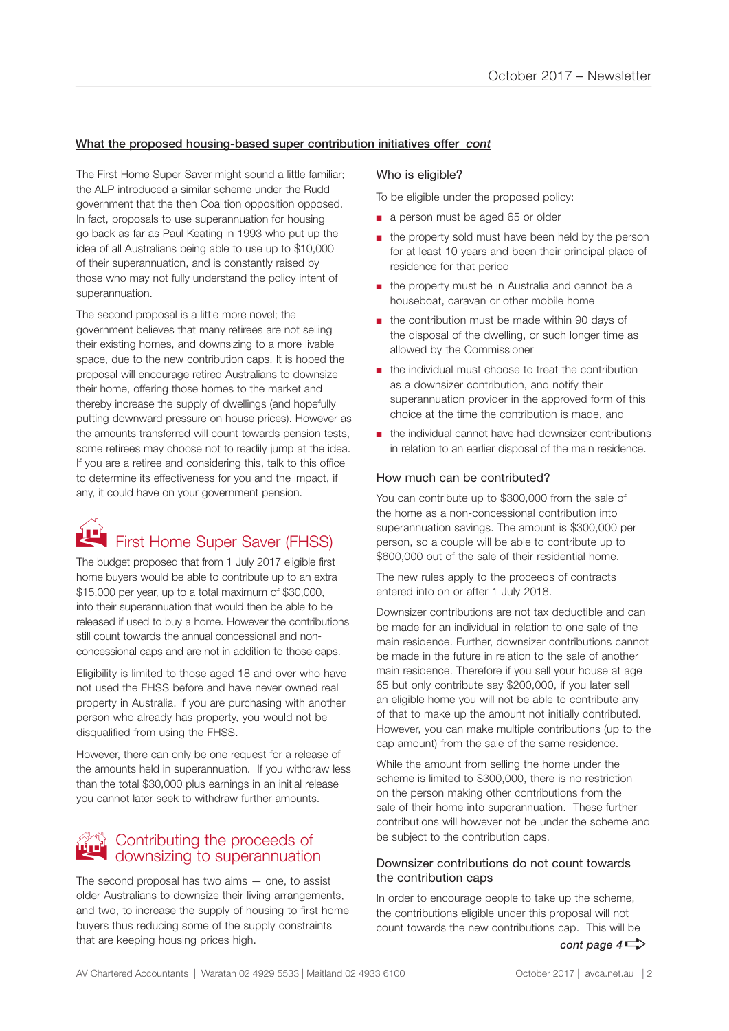## What the proposed housing-based super contribution initiatives offer *cont*

The First Home Super Saver might sound a little familiar; the ALP introduced a similar scheme under the Rudd government that the then Coalition opposition opposed. In fact, proposals to use superannuation for housing go back as far as Paul Keating in 1993 who put up the idea of all Australians being able to use up to $10,000 of their superannuation, and is constantly raised by those who may not fully understand the policy intent of superannuation.

The second proposal is a little more novel; the government believes that many retirees are not selling their existing homes, and downsizing to a more livable space, due to the new contribution caps. It is hoped the proposal will encourage retired Australians to downsize their home, offering those homes to the market and thereby increase the supply of dwellings (and hopefully putting downward pressure on house prices). However as the amounts transferred will count towards pension tests, some retirees may choose not to readily jump at the idea. If you are a retiree and considering this, talk to this office to determine its effectiveness for you and the impact, if any, it could have on your government pension.

## First Home Super Saver (FHSS)

The budget proposed that from 1 July 2017 eligible first home buyers would be able to contribute up to an extra $15,000 per year, up to a total maximum of $30,000, into their superannuation that would then be able to be released if used to buy a home. However the contributions still count towards the annual concessional and non-concessional caps and are not in addition to those caps.

Eligibility is limited to those aged 18 and over who have not used the FHSS before and have never owned real property in Australia. If you are purchasing with another person who already has property, you would not be disqualified from using the FHSS.

However, there can only be one request for a release of the amounts held in superannuation. If you withdraw less than the total $30,000 plus earnings in an initial release you cannot later seek to withdraw further amounts.

## Contributing the proceeds of downsizing to superannuation

The second proposal has two aims — one, to assist older Australians to downsize their living arrangements, and two, to increase the supply of housing to first home buyers thus reducing some of the supply constraints that are keeping housing prices high.

### Who is eligible?

To be eligible under the proposed policy:

- a person must be aged 65 or older
- the property sold must have been held by the person for at least 10 years and been their principal place of residence for that period
- the property must be in Australia and cannot be a houseboat, caravan or other mobile home
- the contribution must be made within 90 days of the disposal of the dwelling, or such longer time as allowed by the Commissioner
- the individual must choose to treat the contribution as a downsizer contribution, and notify their superannuation provider in the approved form of this choice at the time the contribution is made, and
- the individual cannot have had downsizer contributions in relation to an earlier disposal of the main residence.

### How much can be contributed?

You can contribute up to $300,000 from the sale of the home as a non-concessional contribution into superannuation savings. The amount is $300,000 per person, so a couple will be able to contribute up to $600,000 out of the sale of their residential home.

The new rules apply to the proceeds of contracts entered into on or after 1 July 2018.

Downsizer contributions are not tax deductible and can be made for an individual in relation to one sale of the main residence. Further, downsizer contributions cannot be made in the future in relation to the sale of another main residence. Therefore if you sell your house at age 65 but only contribute say $200,000, if you later sell an eligible home you will not be able to contribute any of that to make up the amount not initially contributed. However, you can make multiple contributions (up to the cap amount) from the sale of the same residence.

While the amount from selling the home under the scheme is limited to $300,000, there is no restriction on the person making other contributions from the sale of their home into superannuation. These further contributions will however not be under the scheme and be subject to the contribution caps.

### Downsizer contributions do not count towards the contribution caps

In order to encourage people to take up the scheme, the contributions eligible under this proposal will not count towards the new contributions cap. This will be

*cont page 4*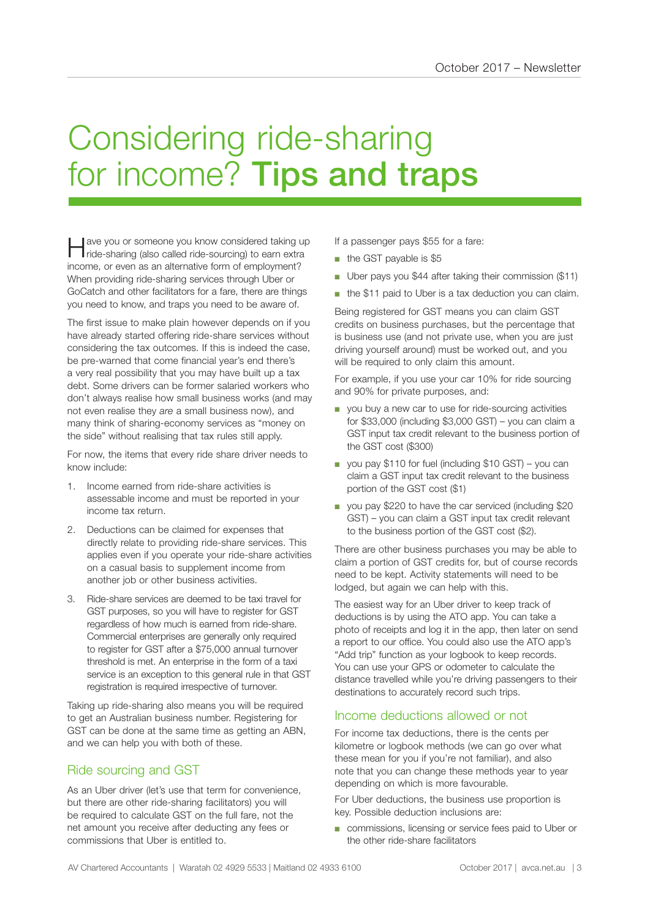# Considering ride-sharing for income? **Tips and traps**

Have you or someone you know considered taking up ride-sharing (also called ride-sourcing) to earn extra income, or even as an alternative form of employment? When providing ride-sharing services through Uber or GoCatch and other facilitators for a fare, there are things you need to know, and traps you need to be aware of.

The first issue to make plain however depends on if you have already started offering ride-share services without considering the tax outcomes. If this is indeed the case, be pre-warned that come financial year's end there's a very real possibility that you may have built up a tax debt. Some drivers can be former salaried workers who don't always realise how small business works (and may not even realise they *are* a small business now), and many think of sharing-economy services as "money on the side" without realising that tax rules still apply.

For now, the items that every ride share driver needs to know include:

1. Income earned from ride-share activities is assessable income and must be reported in your income tax return.
2. Deductions can be claimed for expenses that directly relate to providing ride-share services. This applies even if you operate your ride-share activities on a casual basis to supplement income from another job or other business activities.
3. Ride-share services are deemed to be taxi travel for GST purposes, so you will have to register for GST regardless of how much is earned from ride-share. Commercial enterprises are generally only required to register for GST after a $75,000 annual turnover threshold is met. An enterprise in the form of a taxi service is an exception to this general rule in that GST registration is required irrespective of turnover.

Taking up ride-sharing also means you will be required to get an Australian business number. Registering for GST can be done at the same time as getting an ABN, and we can help you with both of these.

## Ride sourcing and GST

As an Uber driver (let's use that term for convenience, but there are other ride-sharing facilitators) you will be required to calculate GST on the full fare, not the net amount you receive after deducting any fees or commissions that Uber is entitled to.

If a passenger pays $55 for a fare:

- the GST payable is $5
- Uber pays you $44 after taking their commission ($11)
- the $11 paid to Uber is a tax deduction you can claim.

Being registered for GST means you can claim GST credits on business purchases, but the percentage that is business use (and not private use, when you are just driving yourself around) must be worked out, and you will be required to only claim this amount.

For example, if you use your car 10% for ride sourcing and 90% for private purposes, and:

- you buy a new car to use for ride-sourcing activities for $33,000 (including $3,000 GST) – you can claim a GST input tax credit relevant to the business portion of the GST cost ($300)
- you pay $110 for fuel (including $10 GST) – you can claim a GST input tax credit relevant to the business portion of the GST cost ($1)
- you pay $220 to have the car serviced (including $20 GST) – you can claim a GST input tax credit relevant to the business portion of the GST cost ($2).

There are other business purchases you may be able to claim a portion of GST credits for, but of course records need to be kept. Activity statements will need to be lodged, but again we can help with this.

The easiest way for an Uber driver to keep track of deductions is by using the ATO app. You can take a photo of receipts and log it in the app, then later on send a report to our office. You could also use the ATO app's "Add trip" function as your logbook to keep records. You can use your GPS or odometer to calculate the distance travelled while you're driving passengers to their destinations to accurately record such trips.

## Income deductions allowed or not

For income tax deductions, there is the cents per kilometre or logbook methods (we can go over what these mean for you if you're not familiar), and also note that you can change these methods year to year depending on which is more favourable.

For Uber deductions, the business use proportion is key. Possible deduction inclusions are:

- commissions, licensing or service fees paid to Uber or the other ride-share facilitators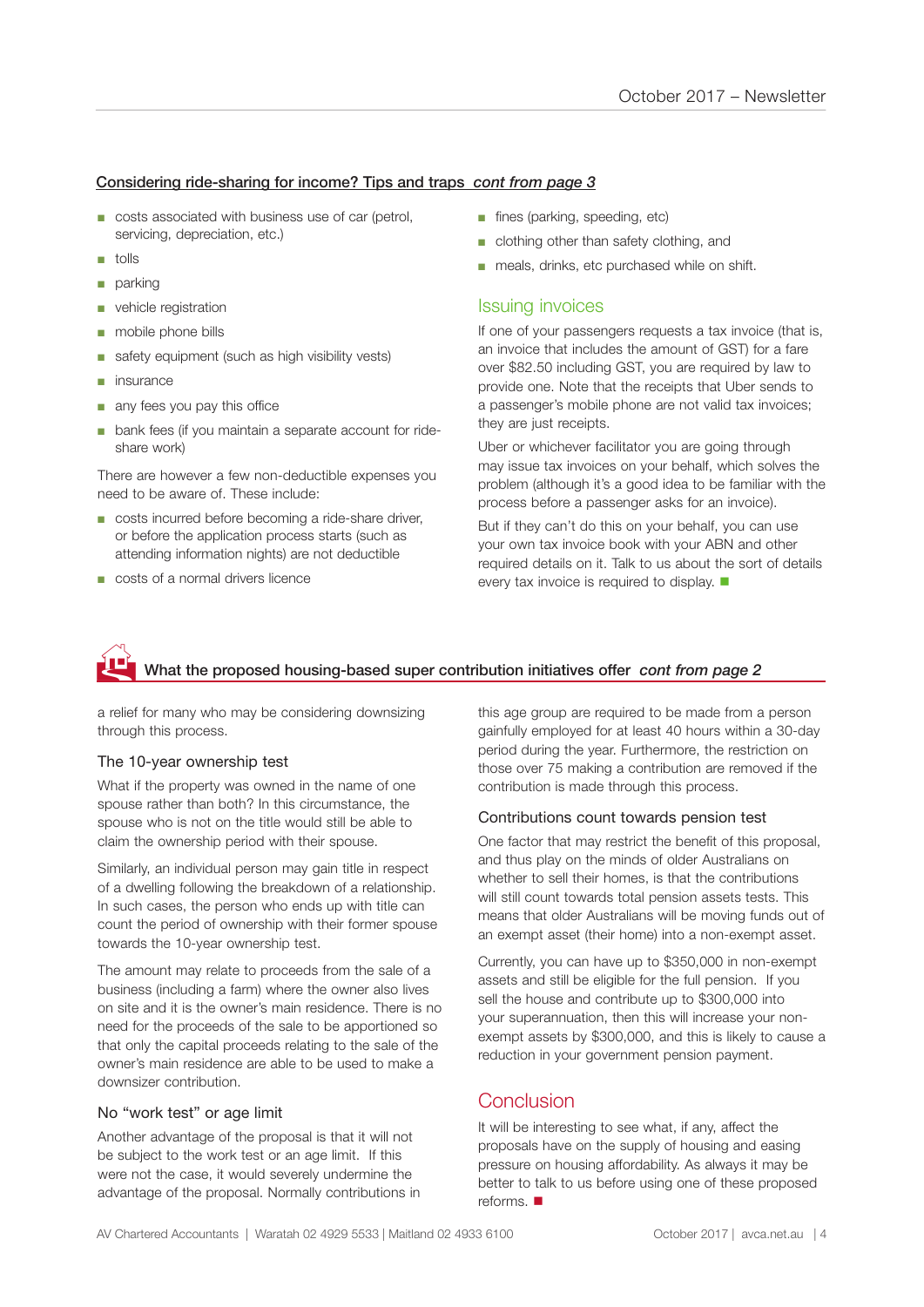## Considering ride-sharing for income? Tips and traps *cont from page 3*

- costs associated with business use of car (petrol, servicing, depreciation, etc.)
- tolls
- parking
- vehicle registration
- mobile phone bills
- safety equipment (such as high visibility vests)
- insurance
- any fees you pay this office
- bank fees (if you maintain a separate account for ride-share work)

There are however a few non-deductible expenses you need to be aware of. These include:

- costs incurred before becoming a ride-share driver, or before the application process starts (such as attending information nights) are not deductible
- costs of a normal drivers licence
- fines (parking, speeding, etc)
- clothing other than safety clothing, and
- meals, drinks, etc purchased while on shift.

### Issuing invoices

If one of your passengers requests a tax invoice (that is, an invoice that includes the amount of GST) for a fare over $82.50 including GST, you are required by law to provide one. Note that the receipts that Uber sends to a passenger's mobile phone are not valid tax invoices; they are just receipts.

Uber or whichever facilitator you are going through may issue tax invoices on your behalf, which solves the problem (although it's a good idea to be familiar with the process before a passenger asks for an invoice).

But if they can't do this on your behalf, you can use your own tax invoice book with your ABN and other required details on it. Talk to us about the sort of details every tax invoice is required to display. ■

## What the proposed housing-based super contribution initiatives offer *cont from page 2*

a relief for many who may be considering downsizing through this process.

### The 10-year ownership test

What if the property was owned in the name of one spouse rather than both? In this circumstance, the spouse who is not on the title would still be able to claim the ownership period with their spouse.

Similarly, an individual person may gain title in respect of a dwelling following the breakdown of a relationship. In such cases, the person who ends up with title can count the period of ownership with their former spouse towards the 10-year ownership test.

The amount may relate to proceeds from the sale of a business (including a farm) where the owner also lives on site and it is the owner's main residence. There is no need for the proceeds of the sale to be apportioned so that only the capital proceeds relating to the sale of the owner's main residence are able to be used to make a downsizer contribution.

### No "work test" or age limit

Another advantage of the proposal is that it will not be subject to the work test or an age limit. If this were not the case, it would severely undermine the advantage of the proposal. Normally contributions in this age group are required to be made from a person gainfully employed for at least 40 hours within a 30-day period during the year. Furthermore, the restriction on those over 75 making a contribution are removed if the contribution is made through this process.

### Contributions count towards pension test

One factor that may restrict the benefit of this proposal, and thus play on the minds of older Australians on whether to sell their homes, is that the contributions will still count towards total pension assets tests. This means that older Australians will be moving funds out of an exempt asset (their home) into a non-exempt asset.

Currently, you can have up to $350,000 in non-exempt assets and still be eligible for the full pension. If you sell the house and contribute up to $300,000 into your superannuation, then this will increase your non-exempt assets by $300,000, and this is likely to cause a reduction in your government pension payment.

### Conclusion

It will be interesting to see what, if any, affect the proposals have on the supply of housing and easing pressure on housing affordability. As always it may be better to talk to us before using one of these proposed reforms. ■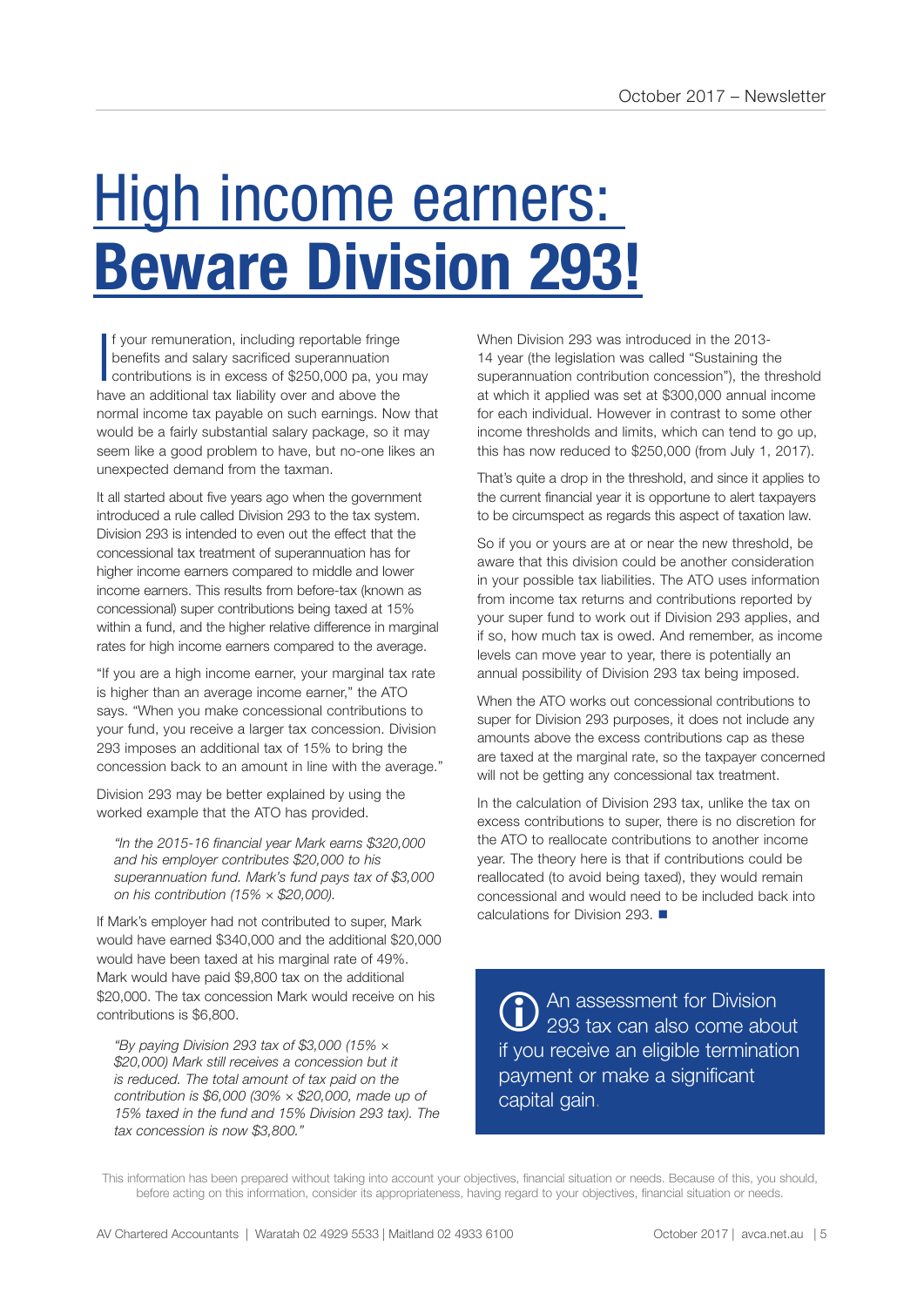// High income earners: **Beware Division 293!**

# High income earners: **Beware Division 293!**

If your remuneration, including reportable fringe benefits and salary sacrificed superannuation contributions is in excess of $250,000 pa, you may have an additional tax liability over and above the normal income tax payable on such earnings. Now that would be a fairly substantial salary package, so it may seem like a good problem to have, but no-one likes an unexpected demand from the taxman.

It all started about five years ago when the government introduced a rule called Division 293 to the tax system. Division 293 is intended to even out the effect that the concessional tax treatment of superannuation has for higher income earners compared to middle and lower income earners. This results from before-tax (known as concessional) super contributions being taxed at 15% within a fund, and the higher relative difference in marginal rates for high income earners compared to the average.

"If you are a high income earner, your marginal tax rate is higher than an average income earner," the ATO says. "When you make concessional contributions to your fund, you receive a larger tax concession. Division 293 imposes an additional tax of 15% to bring the concession back to an amount in line with the average."

Division 293 may be better explained by using the worked example that the ATO has provided.

> *"In the 2015-16 financial year Mark earns $320,000 and his employer contributes $20,000 to his superannuation fund. Mark's fund pays tax of $3,000 on his contribution (15% × $20,000).*

If Mark's employer had not contributed to super, Mark would have earned $340,000 and the additional $20,000 would have been taxed at his marginal rate of 49%. Mark would have paid $9,800 tax on the additional $20,000. The tax concession Mark would receive on his contributions is $6,800.

> *"By paying Division 293 tax of $3,000 (15% × $20,000) Mark still receives a concession but it is reduced. The total amount of tax paid on the contribution is $6,000 (30% × $20,000, made up of 15% taxed in the fund and 15% Division 293 tax). The tax concession is now $3,800."*

When Division 293 was introduced in the 2013-14 year (the legislation was called "Sustaining the superannuation contribution concession"), the threshold at which it applied was set at $300,000 annual income for each individual. However in contrast to some other income thresholds and limits, which can tend to go up, this has now reduced to $250,000 (from July 1, 2017).

That's quite a drop in the threshold, and since it applies to the current financial year it is opportune to alert taxpayers to be circumspect as regards this aspect of taxation law.

So if you or yours are at or near the new threshold, be aware that this division could be another consideration in your possible tax liabilities. The ATO uses information from income tax returns and contributions reported by your super fund to work out if Division 293 applies, and if so, how much tax is owed. And remember, as income levels can move year to year, there is potentially an annual possibility of Division 293 tax being imposed.

When the ATO works out concessional contributions to super for Division 293 purposes, it does not include any amounts above the excess contributions cap as these are taxed at the marginal rate, so the taxpayer concerned will not be getting any concessional tax treatment.

In the calculation of Division 293 tax, unlike the tax on excess contributions to super, there is no discretion for the ATO to reallocate contributions to another income year. The theory here is that if contributions could be reallocated (to avoid being taxed), they would remain concessional and would need to be included back into calculations for Division 293. ■

> An assessment for Division 293 tax can also come about if you receive an eligible termination payment or make a significant capital gain.

This information has been prepared without taking into account your objectives, financial situation or needs. Because of this, you should, before acting on this information, consider its appropriateness, having regard to your objectives, financial situation or needs.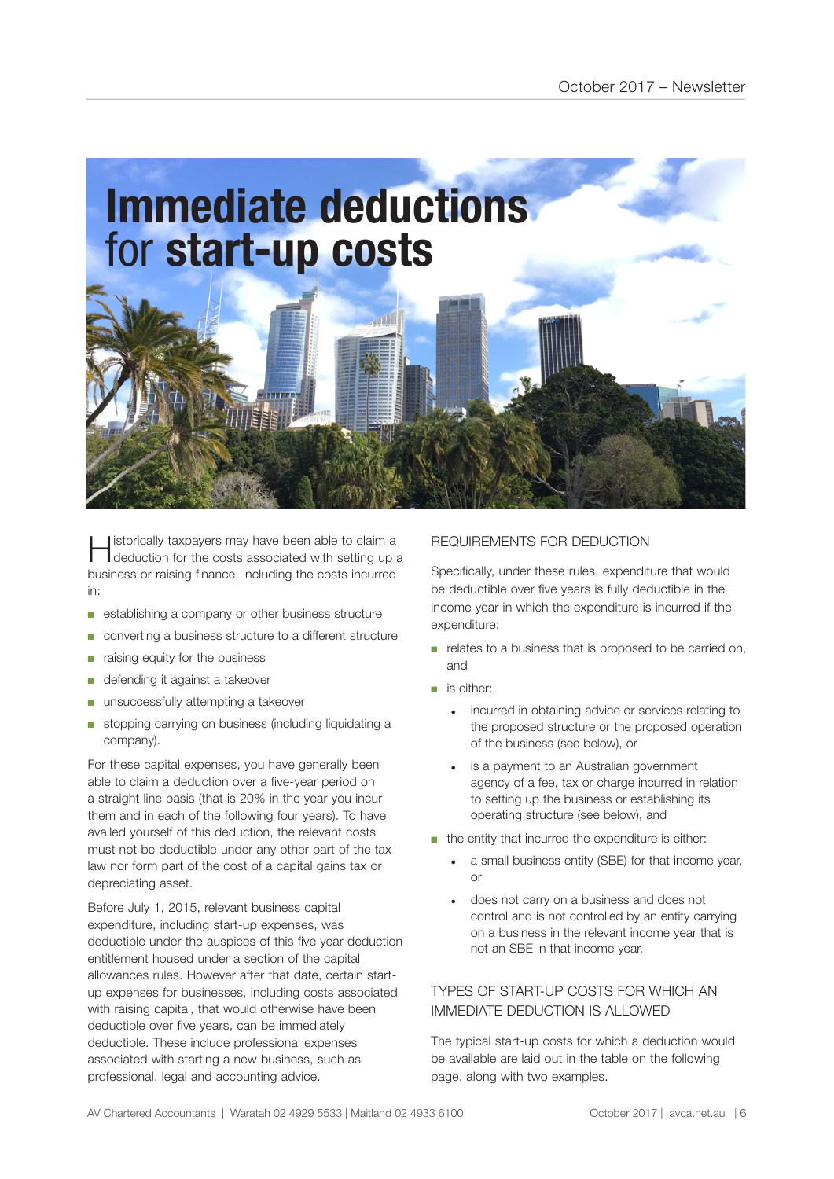# Immediate deductions for start-up costs

Historically taxpayers may have been able to claim a deduction for the costs associated with setting up a business or raising finance, including the costs incurred in:

- establishing a company or other business structure
- converting a business structure to a different structure
- raising equity for the business
- defending it against a takeover
- unsuccessfully attempting a takeover
- stopping carrying on business (including liquidating a company).

For these capital expenses, you have generally been able to claim a deduction over a five-year period on a straight line basis (that is 20% in the year you incur them and in each of the following four years). To have availed yourself of this deduction, the relevant costs must not be deductible under any other part of the tax law nor form part of the cost of a capital gains tax or depreciating asset.

Before July 1, 2015, relevant business capital expenditure, including start-up expenses, was deductible under the auspices of this five year deduction entitlement housed under a section of the capital allowances rules. However after that date, certain start-up expenses for businesses, including costs associated with raising capital, that would otherwise have been deductible over five years, can be immediately deductible. These include professional expenses associated with starting a new business, such as professional, legal and accounting advice.

## REQUIREMENTS FOR DEDUCTION

Specifically, under these rules, expenditure that would be deductible over five years is fully deductible in the income year in which the expenditure is incurred if the expenditure:

- relates to a business that is proposed to be carried on, and
- is either:
  - incurred in obtaining advice or services relating to the proposed structure or the proposed operation of the business (see below), or
  - is a payment to an Australian government agency of a fee, tax or charge incurred in relation to setting up the business or establishing its operating structure (see below), and
- the entity that incurred the expenditure is either:
  - a small business entity (SBE) for that income year, or
  - does not carry on a business and does not control and is not controlled by an entity carrying on a business in the relevant income year that is not an SBE in that income year.

## TYPES OF START-UP COSTS FOR WHICH AN IMMEDIATE DEDUCTION IS ALLOWED

The typical start-up costs for which a deduction would be available are laid out in the table on the following page, along with two examples.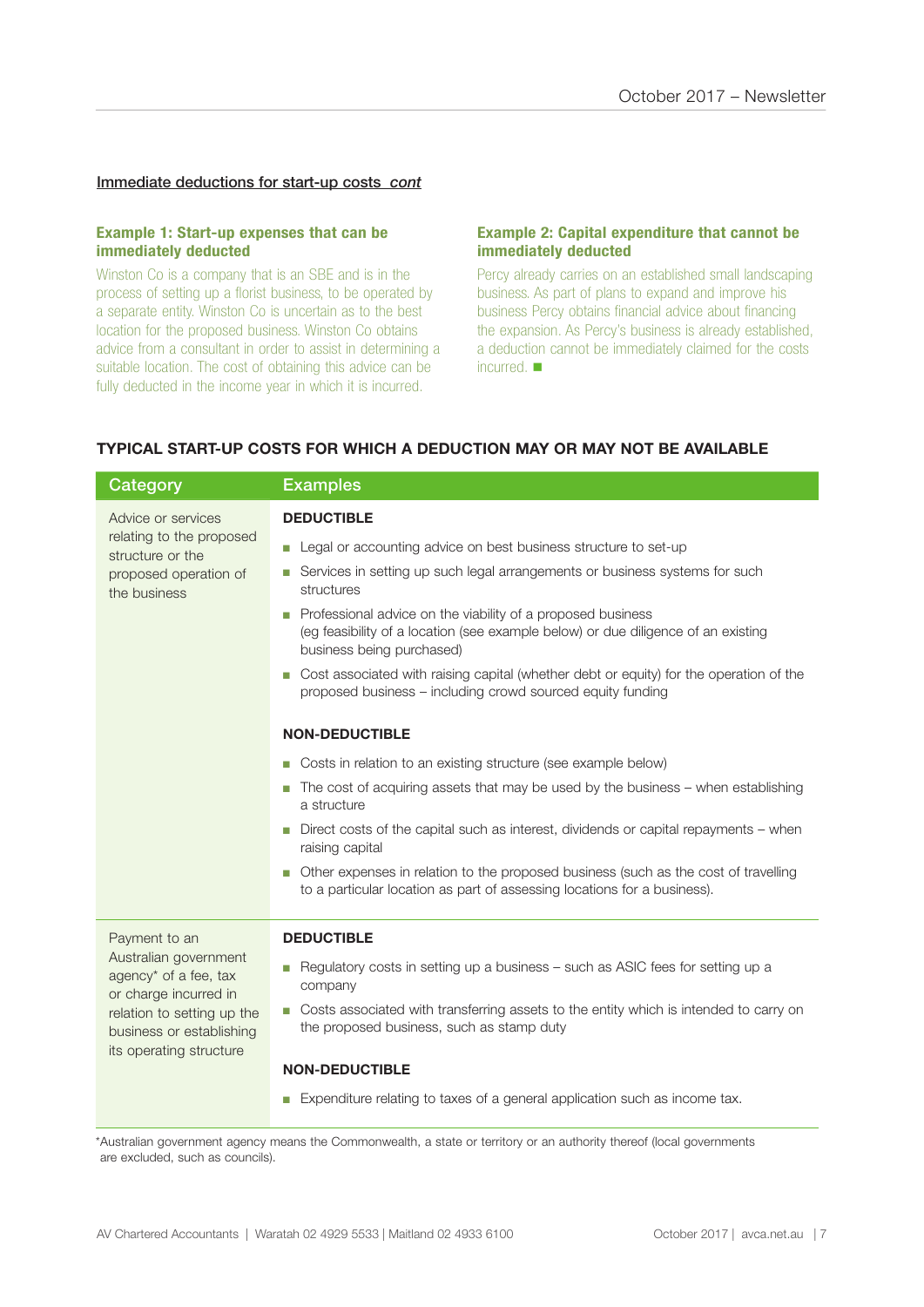Immediate deductions for start-up costs *cont*

### Example 1: Start-up expenses that can be immediately deducted

Winston Co is a company that is an SBE and is in the process of setting up a florist business, to be operated by a separate entity. Winston Co is uncertain as to the best location for the proposed business. Winston Co obtains advice from a consultant in order to assist in determining a suitable location. The cost of obtaining this advice can be fully deducted in the income year in which it is incurred.

### Example 2: Capital expenditure that cannot be immediately deducted

Percy already carries on an established small landscaping business. As part of plans to expand and improve his business Percy obtains financial advice about financing the expansion. As Percy's business is already established, a deduction cannot be immediately claimed for the costs incurred. ■

## TYPICAL START-UP COSTS FOR WHICH A DEDUCTION MAY OR MAY NOT BE AVAILABLE

| Category | Examples |
|---|---|
| Advice or services relating to the proposed structure or the proposed operation of the business | **DEDUCTIBLE**<br>■ Legal or accounting advice on best business structure to set-up<br>■ Services in setting up such legal arrangements or business systems for such structures<br>■ Professional advice on the viability of a proposed business (eg feasibility of a location (see example below) or due diligence of an existing business being purchased)<br>■ Cost associated with raising capital (whether debt or equity) for the operation of the proposed business – including crowd sourced equity funding<br><br>**NON-DEDUCTIBLE**<br>■ Costs in relation to an existing structure (see example below)<br>■ The cost of acquiring assets that may be used by the business – when establishing a structure<br>■ Direct costs of the capital such as interest, dividends or capital repayments – when raising capital<br>■ Other expenses in relation to the proposed business (such as the cost of travelling to a particular location as part of assessing locations for a business). |
| Payment to an Australian government agency* of a fee, tax or charge incurred in relation to setting up the business or establishing its operating structure | **DEDUCTIBLE**<br>■ Regulatory costs in setting up a business – such as ASIC fees for setting up a company<br>■ Costs associated with transferring assets to the entity which is intended to carry on the proposed business, such as stamp duty<br><br>**NON-DEDUCTIBLE**<br>■ Expenditure relating to taxes of a general application such as income tax. |

*Australian government agency means the Commonwealth, a state or territory or an authority thereof (local governments are excluded, such as councils).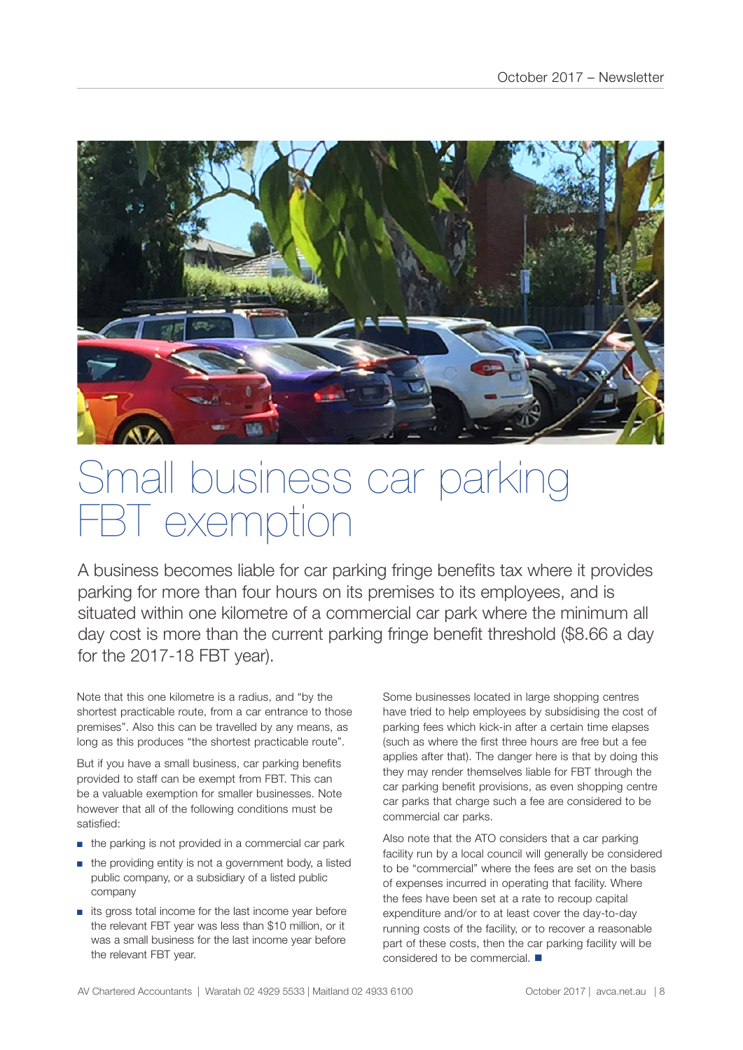# Small business car parking FBT exemption

A business becomes liable for car parking fringe benefits tax where it provides parking for more than four hours on its premises to its employees, and is situated within one kilometre of a commercial car park where the minimum all day cost is more than the current parking fringe benefit threshold ($8.66 a day for the 2017-18 FBT year).

Note that this one kilometre is a radius, and "by the shortest practicable route, from a car entrance to those premises". Also this can be travelled by any means, as long as this produces "the shortest practicable route".

But if you have a small business, car parking benefits provided to staff can be exempt from FBT. This can be a valuable exemption for smaller businesses. Note however that all of the following conditions must be satisfied:

- the parking is not provided in a commercial car park
- the providing entity is not a government body, a listed public company, or a subsidiary of a listed public company
- its gross total income for the last income year before the relevant FBT year was less than $10 million, or it was a small business for the last income year before the relevant FBT year.

Some businesses located in large shopping centres have tried to help employees by subsidising the cost of parking fees which kick-in after a certain time elapses (such as where the first three hours are free but a fee applies after that). The danger here is that by doing this they may render themselves liable for FBT through the car parking benefit provisions, as even shopping centre car parks that charge such a fee are considered to be commercial car parks.

Also note that the ATO considers that a car parking facility run by a local council will generally be considered to be "commercial" where the fees are set on the basis of expenses incurred in operating that facility. Where the fees have been set at a rate to recoup capital expenditure and/or to at least cover the day-to-day running costs of the facility, or to recover a reasonable part of these costs, then the car parking facility will be considered to be commercial. ■